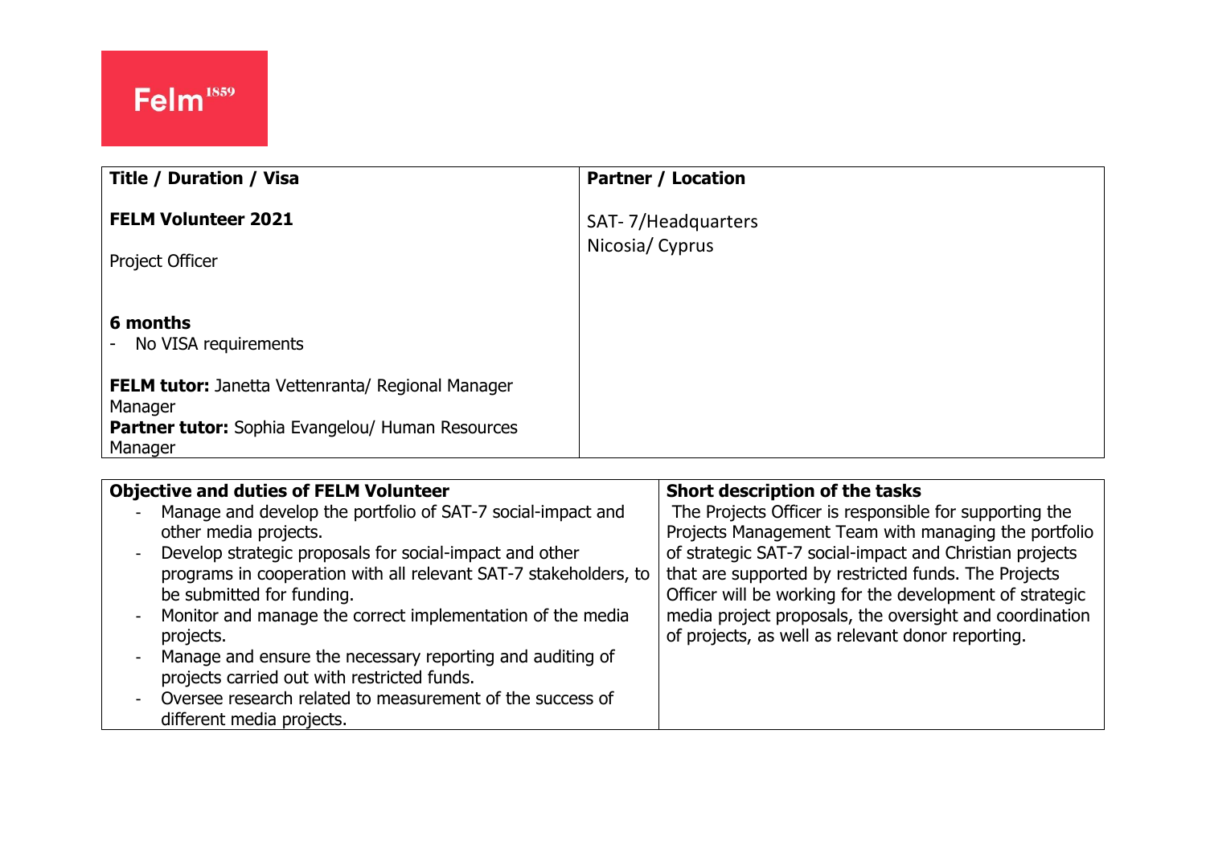Felm[1859]

| Title / Duration / Visa | Partner / Location |
|---|---|
| **FELM Volunteer 2021**<br><br>Project Officer<br><br>**6 months**<br>- No VISA requirements<br><br>**FELM tutor:** Janetta Vettenranta/ Regional Manager Manager<br>**Partner tutor:** Sophia Evangelou/ Human Resources Manager | SAT- 7/Headquarters<br>Nicosia/ Cyprus |

| Objective and duties of FELM Volunteer | Short description of the tasks |
|---|---|
| - Manage and develop the portfolio of SAT-7 social-impact and other media projects.<br>- Develop strategic proposals for social-impact and other programs in cooperation with all relevant SAT-7 stakeholders, to be submitted for funding.<br>- Monitor and manage the correct implementation of the media projects.<br>- Manage and ensure the necessary reporting and auditing of projects carried out with restricted funds.<br>- Oversee research related to measurement of the success of different media projects. | The Projects Officer is responsible for supporting the Projects Management Team with managing the portfolio of strategic SAT-7 social-impact and Christian projects that are supported by restricted funds. The Projects Officer will be working for the development of strategic media project proposals, the oversight and coordination of projects, as well as relevant donor reporting. |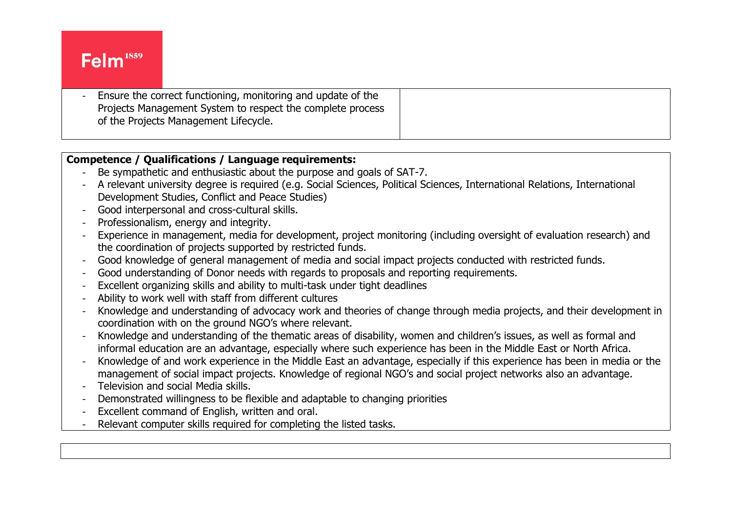| - Ensure the correct functioning, monitoring and update of the Projects Management System to respect the complete process of the Projects Management Lifecycle. | |
|---|---|

**Competence / Qualifications / Language requirements:**

- Be sympathetic and enthusiastic about the purpose and goals of SAT-7.
- A relevant university degree is required (e.g. Social Sciences, Political Sciences, International Relations, International Development Studies, Conflict and Peace Studies)
- Good interpersonal and cross-cultural skills.
- Professionalism, energy and integrity.
- Experience in management, media for development, project monitoring (including oversight of evaluation research) and the coordination of projects supported by restricted funds.
- Good knowledge of general management of media and social impact projects conducted with restricted funds.
- Good understanding of Donor needs with regards to proposals and reporting requirements.
- Excellent organizing skills and ability to multi-task under tight deadlines
- Ability to work well with staff from different cultures
- Knowledge and understanding of advocacy work and theories of change through media projects, and their development in coordination with on the ground NGO's where relevant.
- Knowledge and understanding of the thematic areas of disability, women and children's issues, as well as formal and informal education are an advantage, especially where such experience has been in the Middle East or North Africa.
- Knowledge of and work experience in the Middle East an advantage, especially if this experience has been in media or the management of social impact projects. Knowledge of regional NGO's and social project networks also an advantage.
- Television and social Media skills.
- Demonstrated willingness to be flexible and adaptable to changing priorities
- Excellent command of English, written and oral.
- Relevant computer skills required for completing the listed tasks.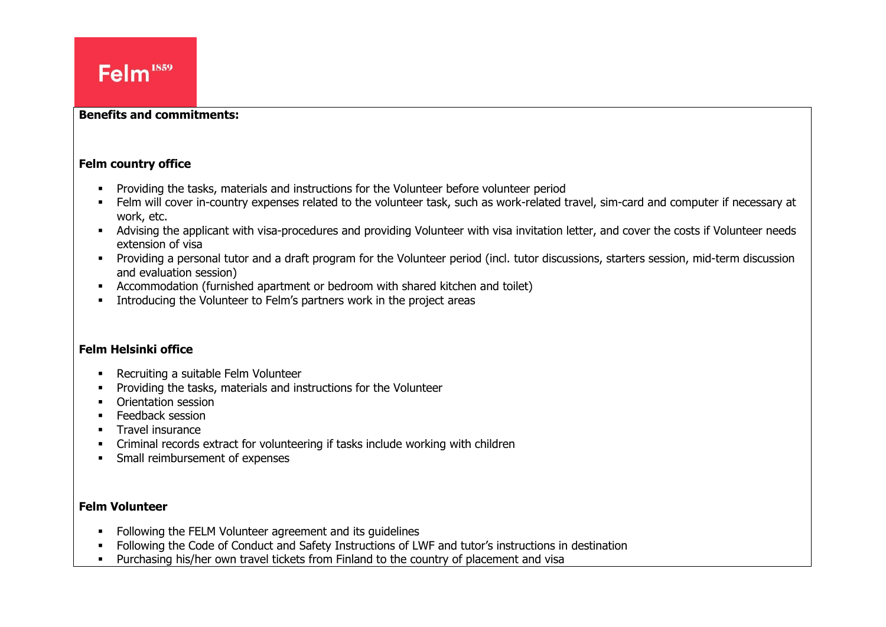**Benefits and commitments:**

**Felm country office**

- Providing the tasks, materials and instructions for the Volunteer before volunteer period
- Felm will cover in-country expenses related to the volunteer task, such as work-related travel, sim-card and computer if necessary at work, etc.
- Advising the applicant with visa-procedures and providing Volunteer with visa invitation letter, and cover the costs if Volunteer needs extension of visa
- Providing a personal tutor and a draft program for the Volunteer period (incl. tutor discussions, starters session, mid-term discussion and evaluation session)
- Accommodation (furnished apartment or bedroom with shared kitchen and toilet)
- Introducing the Volunteer to Felm's partners work in the project areas

**Felm Helsinki office**

- Recruiting a suitable Felm Volunteer
- Providing the tasks, materials and instructions for the Volunteer
- Orientation session
- Feedback session
- Travel insurance
- Criminal records extract for volunteering if tasks include working with children
- Small reimbursement of expenses

**Felm Volunteer**

- Following the FELM Volunteer agreement and its guidelines
- Following the Code of Conduct and Safety Instructions of LWF and tutor's instructions in destination
- Purchasing his/her own travel tickets from Finland to the country of placement and visa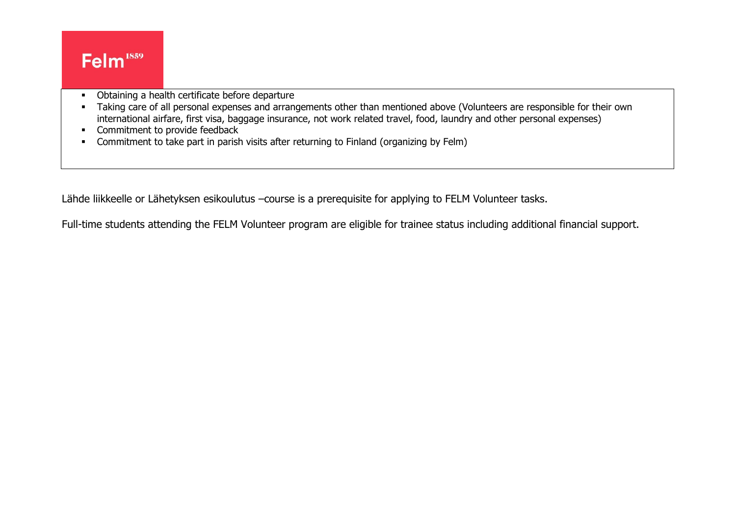- Obtaining a health certificate before departure
- Taking care of all personal expenses and arrangements other than mentioned above (Volunteers are responsible for their own international airfare, first visa, baggage insurance, not work related travel, food, laundry and other personal expenses)
- Commitment to provide feedback
- Commitment to take part in parish visits after returning to Finland (organizing by Felm)

Lähde liikkeelle or Lähetyksen esikoulutus –course is a prerequisite for applying to FELM Volunteer tasks.

Full-time students attending the FELM Volunteer program are eligible for trainee status including additional financial support.